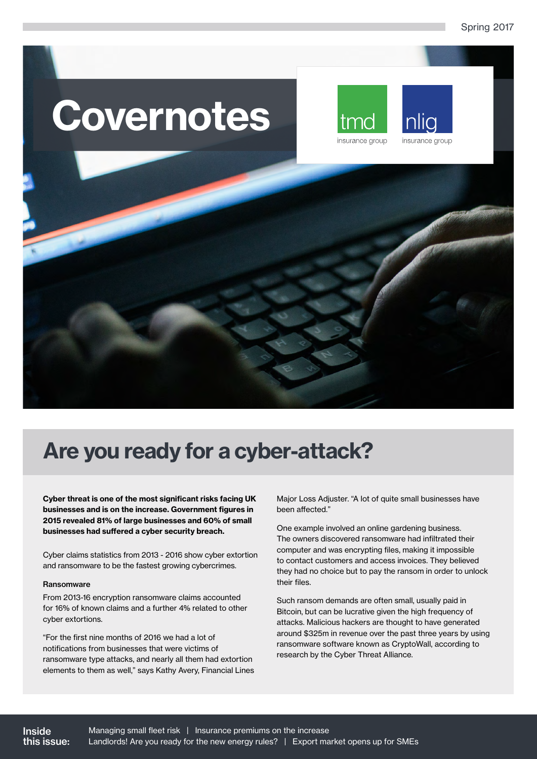Spring 2017

# Covernotes

tmd insurance group

nlig insurance group

## Are you ready for a cyber-attack?

**Cyber threat is one of the most significant risks facing UK businesses and is on the increase. Government figures in 2015 revealed 81% of large businesses and 60% of small businesses had suffered a cyber security breach.**

Cyber claims statistics from 2013 - 2016 show cyber extortion and ransomware to be the fastest growing cybercrimes.

### Ransomware

From 2013-16 encryption ransomware claims accounted for 16% of known claims and a further 4% related to other cyber extortions.

"For the first nine months of 2016 we had a lot of notifications from businesses that were victims of ransomware type attacks, and nearly all them had extortion elements to them as well," says Kathy Avery, Financial Lines Major Loss Adjuster. "A lot of quite small businesses have been affected."

One example involved an online gardening business. The owners discovered ransomware had infiltrated their computer and was encrypting files, making it impossible to contact customers and access invoices. They believed they had no choice but to pay the ransom in order to unlock their files.

Such ransom demands are often small, usually paid in Bitcoin, but can be lucrative given the high frequency of attacks. Malicious hackers are thought to have generated around $325m in revenue over the past three years by using ransomware software known as CryptoWall, according to research by the Cyber Threat Alliance.

**Inside this issue:**

Managing small fleet risk | Insurance premiums on the increase
Landlords! Are you ready for the new energy rules? | Export market opens up for SMEs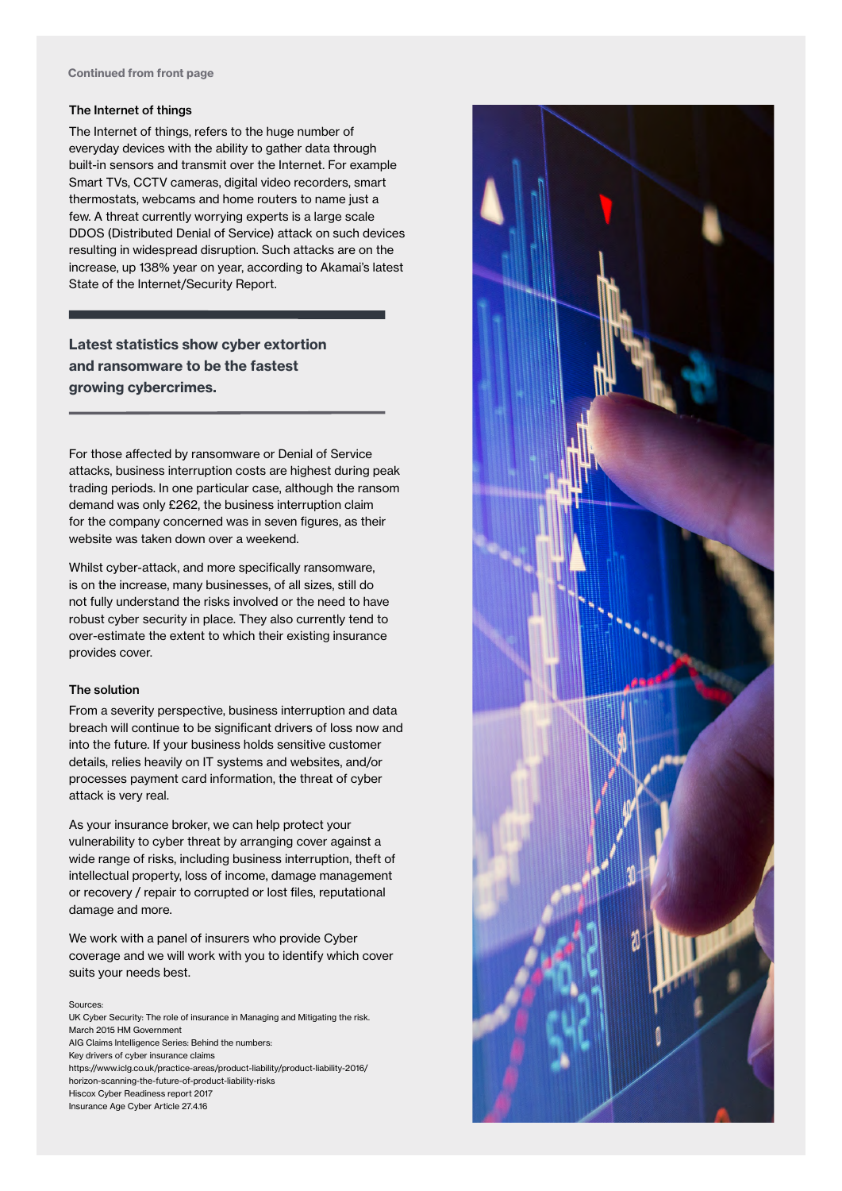Continued from front page

### The Internet of things

The Internet of things, refers to the huge number of everyday devices with the ability to gather data through built-in sensors and transmit over the Internet. For example Smart TVs, CCTV cameras, digital video recorders, smart thermostats, webcams and home routers to name just a few. A threat currently worrying experts is a large scale DDOS (Distributed Denial of Service) attack on such devices resulting in widespread disruption. Such attacks are on the increase, up 138% year on year, according to Akamai's latest State of the Internet/Security Report.

**Latest statistics show cyber extortion and ransomware to be the fastest growing cybercrimes.**

For those affected by ransomware or Denial of Service attacks, business interruption costs are highest during peak trading periods. In one particular case, although the ransom demand was only £262, the business interruption claim for the company concerned was in seven figures, as their website was taken down over a weekend.

Whilst cyber-attack, and more specifically ransomware, is on the increase, many businesses, of all sizes, still do not fully understand the risks involved or the need to have robust cyber security in place. They also currently tend to over-estimate the extent to which their existing insurance provides cover.

### The solution

From a severity perspective, business interruption and data breach will continue to be significant drivers of loss now and into the future. If your business holds sensitive customer details, relies heavily on IT systems and websites, and/or processes payment card information, the threat of cyber attack is very real.

As your insurance broker, we can help protect your vulnerability to cyber threat by arranging cover against a wide range of risks, including business interruption, theft of intellectual property, loss of income, damage management or recovery / repair to corrupted or lost files, reputational damage and more.

We work with a panel of insurers who provide Cyber coverage and we will work with you to identify which cover suits your needs best.

Sources:
UK Cyber Security: The role of insurance in Managing and Mitigating the risk. March 2015 HM Government
AIG Claims Intelligence Series: Behind the numbers: Key drivers of cyber insurance claims
https://www.iclg.co.uk/practice-areas/product-liability/product-liability-2016/horizon-scanning-the-future-of-product-liability-risks
Hiscox Cyber Readiness report 2017
Insurance Age Cyber Article 27.4.16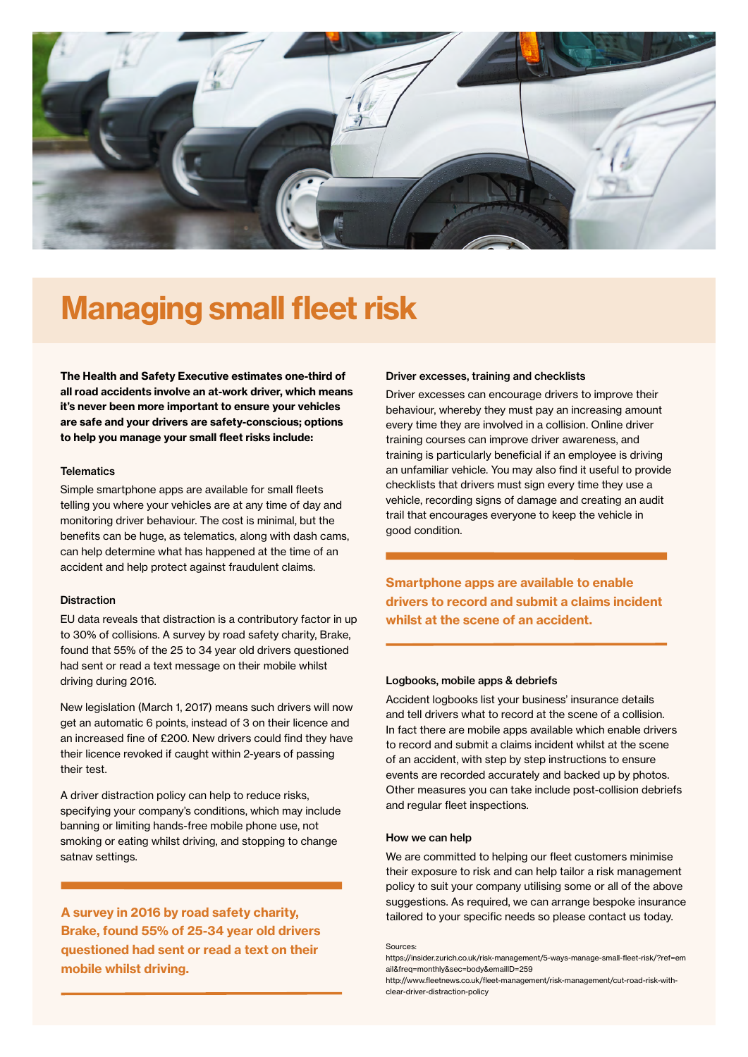# Managing small fleet risk

**The Health and Safety Executive estimates one-third of all road accidents involve an at-work driver, which means it's never been more important to ensure your vehicles are safe and your drivers are safety-conscious; options to help you manage your small fleet risks include:**

#### Telematics

Simple smartphone apps are available for small fleets telling you where your vehicles are at any time of day and monitoring driver behaviour. The cost is minimal, but the benefits can be huge, as telematics, along with dash cams, can help determine what has happened at the time of an accident and help protect against fraudulent claims.

#### Distraction

EU data reveals that distraction is a contributory factor in up to 30% of collisions. A survey by road safety charity, Brake, found that 55% of the 25 to 34 year old drivers questioned had sent or read a text message on their mobile whilst driving during 2016.

New legislation (March 1, 2017) means such drivers will now get an automatic 6 points, instead of 3 on their licence and an increased fine of £200. New drivers could find they have their licence revoked if caught within 2-years of passing their test.

A driver distraction policy can help to reduce risks, specifying your company's conditions, which may include banning or limiting hands-free mobile phone use, not smoking or eating whilst driving, and stopping to change satnav settings.

**A survey in 2016 by road safety charity, Brake, found 55% of 25-34 year old drivers questioned had sent or read a text on their mobile whilst driving.**

#### Driver excesses, training and checklists

Driver excesses can encourage drivers to improve their behaviour, whereby they must pay an increasing amount every time they are involved in a collision. Online driver training courses can improve driver awareness, and training is particularly beneficial if an employee is driving an unfamiliar vehicle. You may also find it useful to provide checklists that drivers must sign every time they use a vehicle, recording signs of damage and creating an audit trail that encourages everyone to keep the vehicle in good condition.

**Smartphone apps are available to enable drivers to record and submit a claims incident whilst at the scene of an accident.**

#### Logbooks, mobile apps & debriefs

Accident logbooks list your business' insurance details and tell drivers what to record at the scene of a collision. In fact there are mobile apps available which enable drivers to record and submit a claims incident whilst at the scene of an accident, with step by step instructions to ensure events are recorded accurately and backed up by photos. Other measures you can take include post-collision debriefs and regular fleet inspections.

#### How we can help

We are committed to helping our fleet customers minimise their exposure to risk and can help tailor a risk management policy to suit your company utilising some or all of the above suggestions. As required, we can arrange bespoke insurance tailored to your specific needs so please contact us today.

Sources:
https://insider.zurich.co.uk/risk-management/5-ways-manage-small-fleet-risk/?ref=email&freq=monthly&sec=body&emailID=259
http://www.fleetnews.co.uk/fleet-management/risk-management/cut-road-risk-with-clear-driver-distraction-policy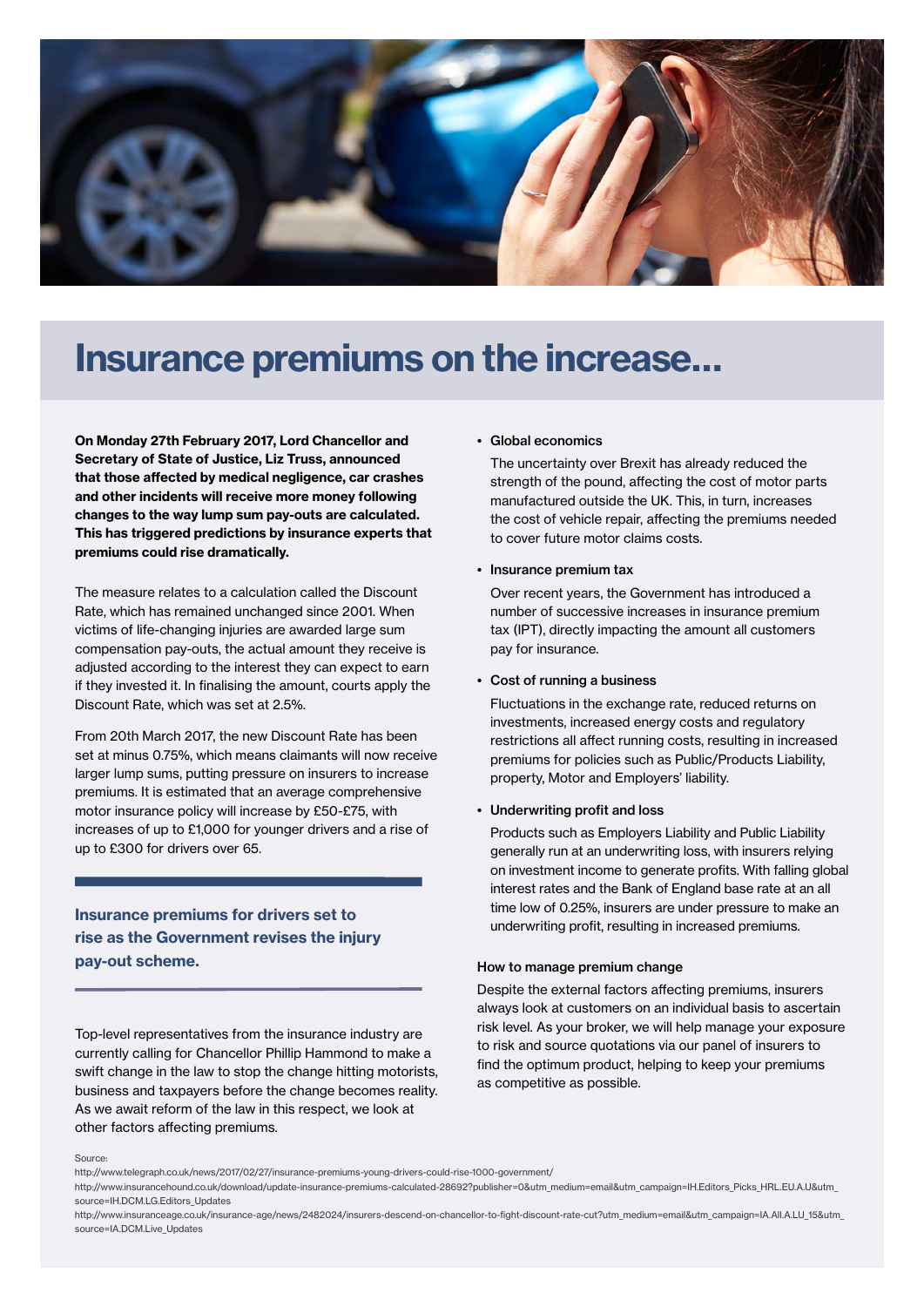# Insurance premiums on the increase...

**On Monday 27th February 2017, Lord Chancellor and Secretary of State of Justice, Liz Truss, announced that those affected by medical negligence, car crashes and other incidents will receive more money following changes to the way lump sum pay-outs are calculated. This has triggered predictions by insurance experts that premiums could rise dramatically.**

The measure relates to a calculation called the Discount Rate, which has remained unchanged since 2001. When victims of life-changing injuries are awarded large sum compensation pay-outs, the actual amount they receive is adjusted according to the interest they can expect to earn if they invested it. In finalising the amount, courts apply the Discount Rate, which was set at 2.5%.

From 20th March 2017, the new Discount Rate has been set at minus 0.75%, which means claimants will now receive larger lump sums, putting pressure on insurers to increase premiums. It is estimated that an average comprehensive motor insurance policy will increase by £50-£75, with increases of up to £1,000 for younger drivers and a rise of up to £300 for drivers over 65.

**Insurance premiums for drivers set to rise as the Government revises the injury pay-out scheme.**

Top-level representatives from the insurance industry are currently calling for Chancellor Phillip Hammond to make a swift change in the law to stop the change hitting motorists, business and taxpayers before the change becomes reality. As we await reform of the law in this respect, we look at other factors affecting premiums.

- **Global economics**

  The uncertainty over Brexit has already reduced the strength of the pound, affecting the cost of motor parts manufactured outside the UK. This, in turn, increases the cost of vehicle repair, affecting the premiums needed to cover future motor claims costs.

- **Insurance premium tax**

  Over recent years, the Government has introduced a number of successive increases in insurance premium tax (IPT), directly impacting the amount all customers pay for insurance.

- **Cost of running a business**

  Fluctuations in the exchange rate, reduced returns on investments, increased energy costs and regulatory restrictions all affect running costs, resulting in increased premiums for policies such as Public/Products Liability, property, Motor and Employers' liability.

- **Underwriting profit and loss**

  Products such as Employers Liability and Public Liability generally run at an underwriting loss, with insurers relying on investment income to generate profits. With falling global interest rates and the Bank of England base rate at an all time low of 0.25%, insurers are under pressure to make an underwriting profit, resulting in increased premiums.

### How to manage premium change

Despite the external factors affecting premiums, insurers always look at customers on an individual basis to ascertain risk level. As your broker, we will help manage your exposure to risk and source quotations via our panel of insurers to find the optimum product, helping to keep your premiums as competitive as possible.

Source:
http://www.telegraph.co.uk/news/2017/02/27/insurance-premiums-young-drivers-could-rise-1000-government/
http://www.insurancehound.co.uk/download/update-insurance-premiums-calculated-28692?publisher=0&utm_medium=email&utm_campaign=IH.Editors_Picks_HRL.EU.A.U&utm_source=IH.DCM.LG.Editors_Updates
http://www.insuranceage.co.uk/insurance-age/news/2482024/insurers-descend-on-chancellor-to-fight-discount-rate-cut?utm_medium=email&utm_campaign=IA.All.A.LU_15&utm_source=IA.DCM.Live_Updates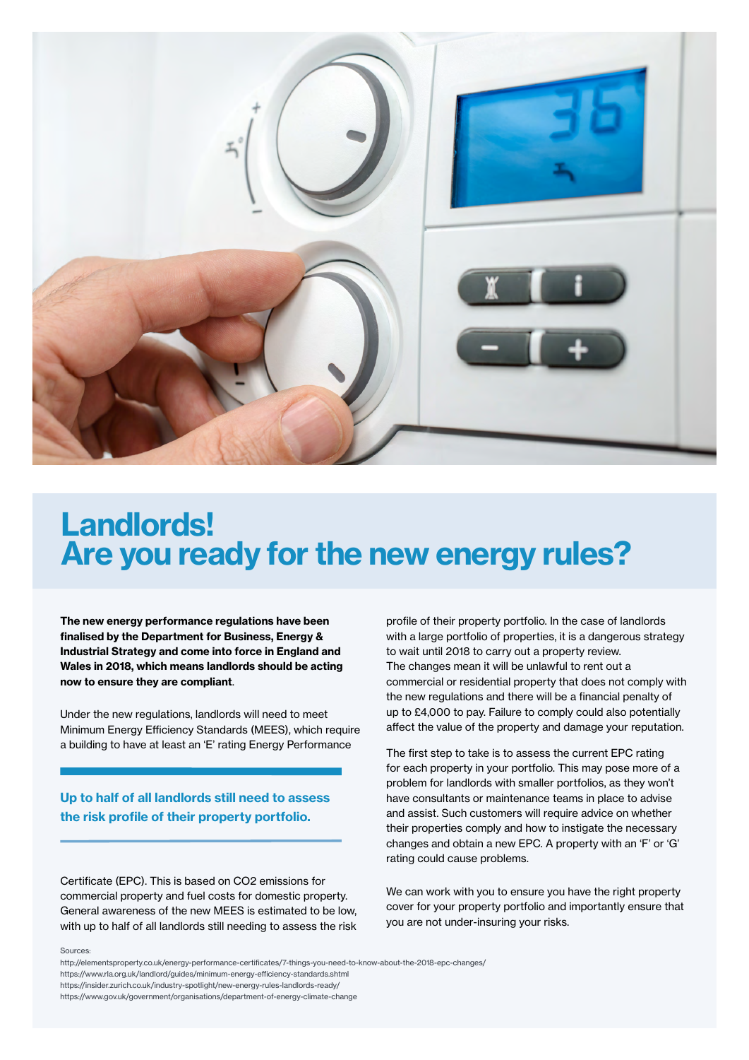# Landlords!
# Are you ready for the new energy rules?

**The new energy performance regulations have been finalised by the Department for Business, Energy & Industrial Strategy and come into force in England and Wales in 2018, which means landlords should be acting now to ensure they are compliant**.

Under the new regulations, landlords will need to meet Minimum Energy Efficiency Standards (MEES), which require a building to have at least an 'E' rating Energy Performance Certificate (EPC). This is based on $CO_2$ emissions for commercial property and fuel costs for domestic property. General awareness of the new MEES is estimated to be low, with up to half of all landlords still needing to assess the risk profile of their property portfolio. In the case of landlords with a large portfolio of properties, it is a dangerous strategy to wait until 2018 to carry out a property review.

**Up to half of all landlords still need to assess the risk profile of their property portfolio.**

The changes mean it will be unlawful to rent out a commercial or residential property that does not comply with the new regulations and there will be a financial penalty of up to £4,000 to pay. Failure to comply could also potentially affect the value of the property and damage your reputation.

The first step to take is to assess the current EPC rating for each property in your portfolio. This may pose more of a problem for landlords with smaller portfolios, as they won't have consultants or maintenance teams in place to advise and assist. Such customers will require advice on whether their properties comply and how to instigate the necessary changes and obtain a new EPC. A property with an 'F' or 'G' rating could cause problems.

We can work with you to ensure you have the right property cover for your property portfolio and importantly ensure that you are not under-insuring your risks.

Sources:
http://elementsproperty.co.uk/energy-performance-certificates/7-things-you-need-to-know-about-the-2018-epc-changes/
https://www.rla.org.uk/landlord/guides/minimum-energy-efficiency-standards.shtml
https://insider.zurich.co.uk/industry-spotlight/new-energy-rules-landlords-ready/
https://www.gov.uk/government/organisations/department-of-energy-climate-change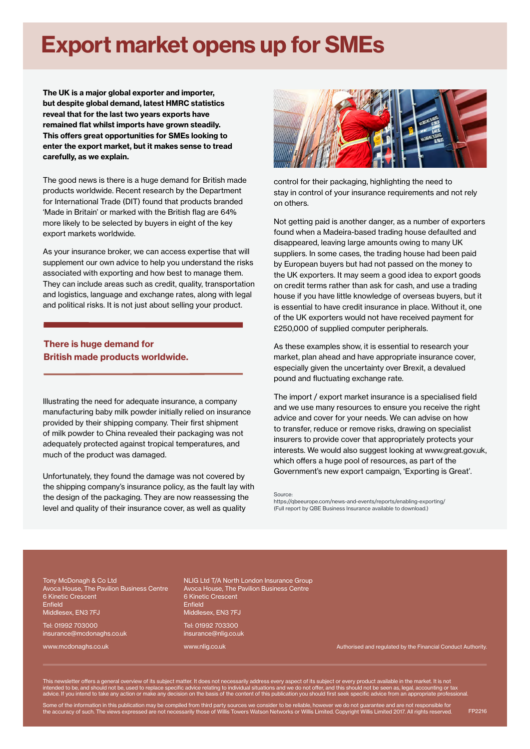# Export market opens up for SMEs

**The UK is a major global exporter and importer, but despite global demand, latest HMRC statistics reveal that for the last two years exports have remained flat whilst imports have grown steadily. This offers great opportunities for SMEs looking to enter the export market, but it makes sense to tread carefully, as we explain.**

The good news is there is a huge demand for British made products worldwide. Recent research by the Department for International Trade (DIT) found that products branded 'Made in Britain' or marked with the British flag are 64% more likely to be selected by buyers in eight of the key export markets worldwide.

As your insurance broker, we can access expertise that will supplement our own advice to help you understand the risks associated with exporting and how best to manage them. They can include areas such as credit, quality, transportation and logistics, language and exchange rates, along with legal and political risks. It is not just about selling your product.

**There is huge demand for British made products worldwide.**

Illustrating the need for adequate insurance, a company manufacturing baby milk powder initially relied on insurance provided by their shipping company. Their first shipment of milk powder to China revealed their packaging was not adequately protected against tropical temperatures, and much of the product was damaged.

Unfortunately, they found the damage was not covered by the shipping company's insurance policy, as the fault lay with the design of the packaging. They are now reassessing the level and quality of their insurance cover, as well as quality control for their packaging, highlighting the need to stay in control of your insurance requirements and not rely on others.

Not getting paid is another danger, as a number of exporters found when a Madeira-based trading house defaulted and disappeared, leaving large amounts owing to many UK suppliers. In some cases, the trading house had been paid by European buyers but had not passed on the money to the UK exporters. It may seem a good idea to export goods on credit terms rather than ask for cash, and use a trading house if you have little knowledge of overseas buyers, but it is essential to have credit insurance in place. Without it, one of the UK exporters would not have received payment for £250,000 of supplied computer peripherals.

As these examples show, it is essential to research your market, plan ahead and have appropriate insurance cover, especially given the uncertainty over Brexit, a devalued pound and fluctuating exchange rate.

The import / export market insurance is a specialised field and we use many resources to ensure you receive the right advice and cover for your needs. We can advise on how to transfer, reduce or remove risks, drawing on specialist insurers to provide cover that appropriately protects your interests. We would also suggest looking at www.great.gov.uk, which offers a huge pool of resources, as part of the Government's new export campaign, 'Exporting is Great'.

Source:
https://qbeeurope.com/news-and-events/reports/enabling-exporting/
(Full report by QBE Business Insurance available to download.)

Tony McDonagh & Co Ltd
Avoca House, The Pavilion Business Centre
6 Kinetic Crescent
Enfield
Middlesex, EN3 7FJ

Tel: 01992 703000
insurance@mcdonaghs.co.uk

www.mcdonaghs.co.uk

NLIG Ltd T/A North London Insurance Group
Avoca House, The Pavilion Business Centre
6 Kinetic Crescent
Enfield
Middlesex, EN3 7FJ

Tel: 01992 703300
insurance@nlig.co.uk

www.nlig.co.uk

Authorised and regulated by the Financial Conduct Authority.

This newsletter offers a general overview of its subject matter. It does not necessarily address every aspect of its subject or every product available in the market. It is not intended to be, and should not be, used to replace specific advice relating to individual situations and we do not offer, and this should not be seen as, legal, accounting or tax advice. If you intend to take any action or make any decision on the basis of the content of this publication you should first seek specific advice from an appropriate professional.

Some of the information in this publication may be compiled from third party sources we consider to be reliable, however we do not guarantee and are not responsible for the accuracy of such. The views expressed are not necessarily those of Willis Towers Watson Networks or Willis Limited. Copyright Willis Limited 2017. All rights reserved.

FP2216